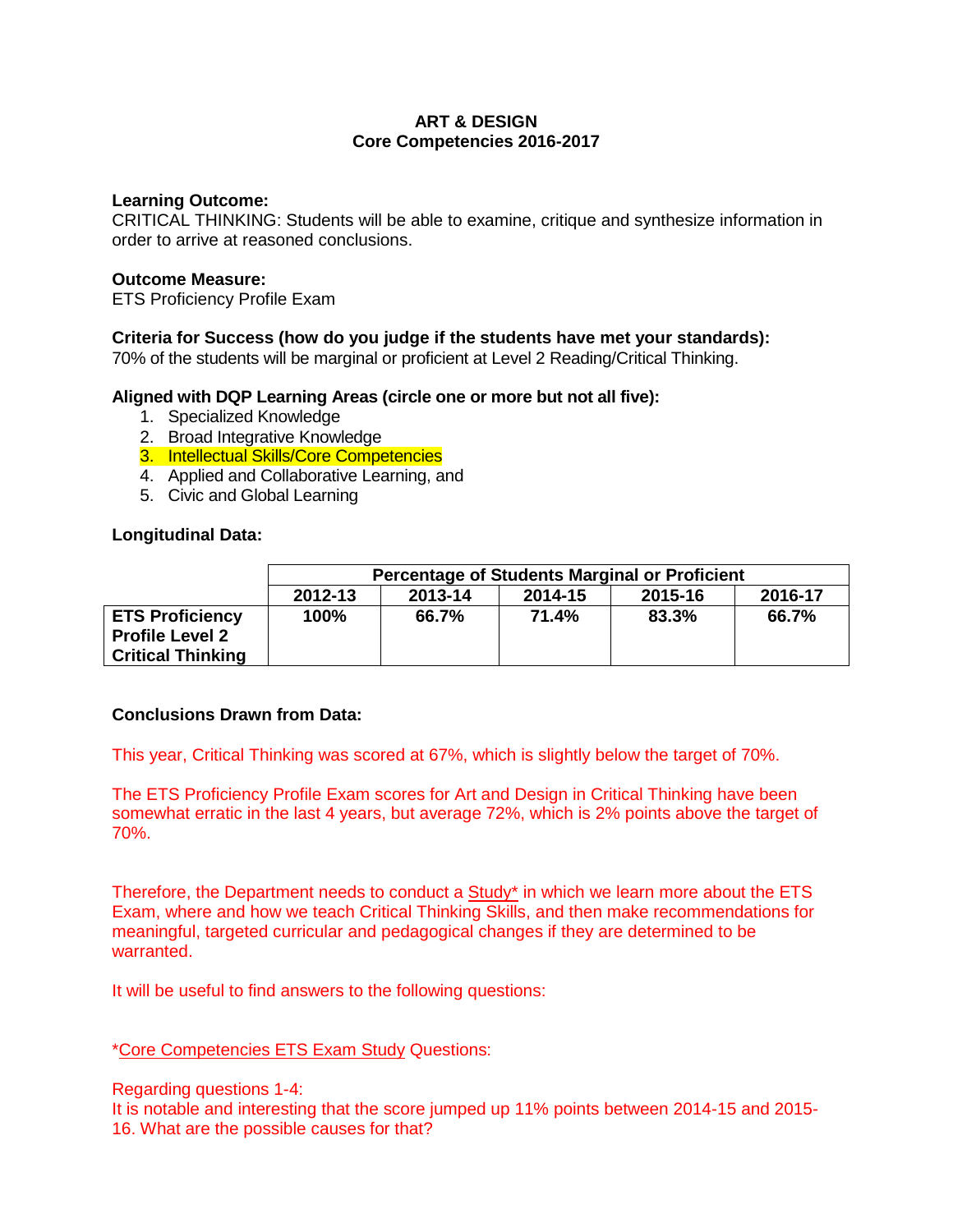**ART & DESIGN**
**Core Competencies 2016-2017**

**Learning Outcome:**
CRITICAL THINKING: Students will be able to examine, critique and synthesize information in order to arrive at reasoned conclusions.

**Outcome Measure:**
ETS Proficiency Profile Exam

**Criteria for Success (how do you judge if the students have met your standards):**
70% of the students will be marginal or proficient at Level 2 Reading/Critical Thinking.

**Aligned with DQP Learning Areas (circle one or more but not all five):**

1. Specialized Knowledge
2. Broad Integrative Knowledge
3. Intellectual Skills/Core Competencies
4. Applied and Collaborative Learning, and
5. Civic and Global Learning

**Longitudinal Data:**

| | Percentage of Students Marginal or Proficient | | | | |
|---|---|---|---|---|---|
| | 2012-13 | 2013-14 | 2014-15 | 2015-16 | 2016-17 |
| **ETS Proficiency Profile Level 2 Critical Thinking** | **100%** | **66.7%** | **71.4%** | **83.3%** | **66.7%** |

**Conclusions Drawn from Data:**

This year, Critical Thinking was scored at 67%, which is slightly below the target of 70%.

The ETS Proficiency Profile Exam scores for Art and Design in Critical Thinking have been somewhat erratic in the last 4 years, but average 72%, which is 2% points above the target of 70%.

Therefore, the Department needs to conduct a Study* in which we learn more about the ETS Exam, where and how we teach Critical Thinking Skills, and then make recommendations for meaningful, targeted curricular and pedagogical changes if they are determined to be warranted.

It will be useful to find answers to the following questions:

*Core Competencies ETS Exam Study Questions:

Regarding questions 1-4:
It is notable and interesting that the score jumped up 11% points between 2014-15 and 2015-16. What are the possible causes for that?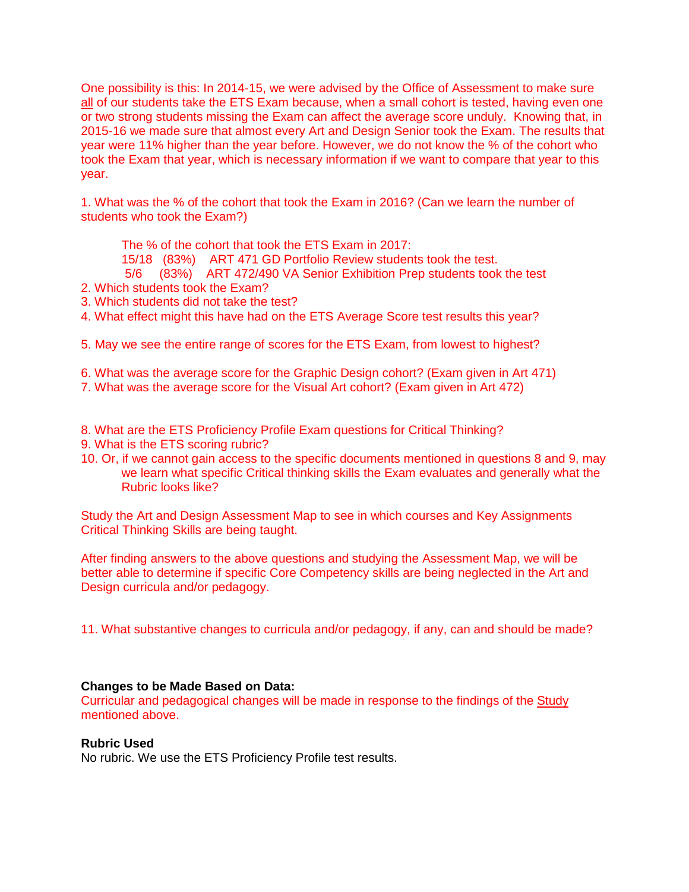One possibility is this: In 2014-15, we were advised by the Office of Assessment to make sure <u>all</u> of our students take the ETS Exam because, when a small cohort is tested, having even one or two strong students missing the Exam can affect the average score unduly. Knowing that, in 2015-16 we made sure that almost every Art and Design Senior took the Exam. The results that year were 11% higher than the year before. However, we do not know the % of the cohort who took the Exam that year, which is necessary information if we want to compare that year to this year.

1. What was the % of the cohort that took the Exam in 2016? (Can we learn the number of students who took the Exam?)

    The % of the cohort that took the ETS Exam in 2017:
    15/18 (83%) ART 471 GD Portfolio Review students took the test.
    5/6 (83%) ART 472/490 VA Senior Exhibition Prep students took the test

2. Which students took the Exam?
3. Which students did not take the test?
4. What effect might this have had on the ETS Average Score test results this year?

5. May we see the entire range of scores for the ETS Exam, from lowest to highest?

6. What was the average score for the Graphic Design cohort? (Exam given in Art 471)
7. What was the average score for the Visual Art cohort? (Exam given in Art 472)

8. What are the ETS Proficiency Profile Exam questions for Critical Thinking?
9. What is the ETS scoring rubric?
10. Or, if we cannot gain access to the specific documents mentioned in questions 8 and 9, may we learn what specific Critical thinking skills the Exam evaluates and generally what the Rubric looks like?

Study the Art and Design Assessment Map to see in which courses and Key Assignments Critical Thinking Skills are being taught.

After finding answers to the above questions and studying the Assessment Map, we will be better able to determine if specific Core Competency skills are being neglected in the Art and Design curricula and/or pedagogy.

11. What substantive changes to curricula and/or pedagogy, if any, can and should be made?

**Changes to be Made Based on Data:**
Curricular and pedagogical changes will be made in response to the findings of the <u>Study</u> mentioned above.

**Rubric Used**
No rubric. We use the ETS Proficiency Profile test results.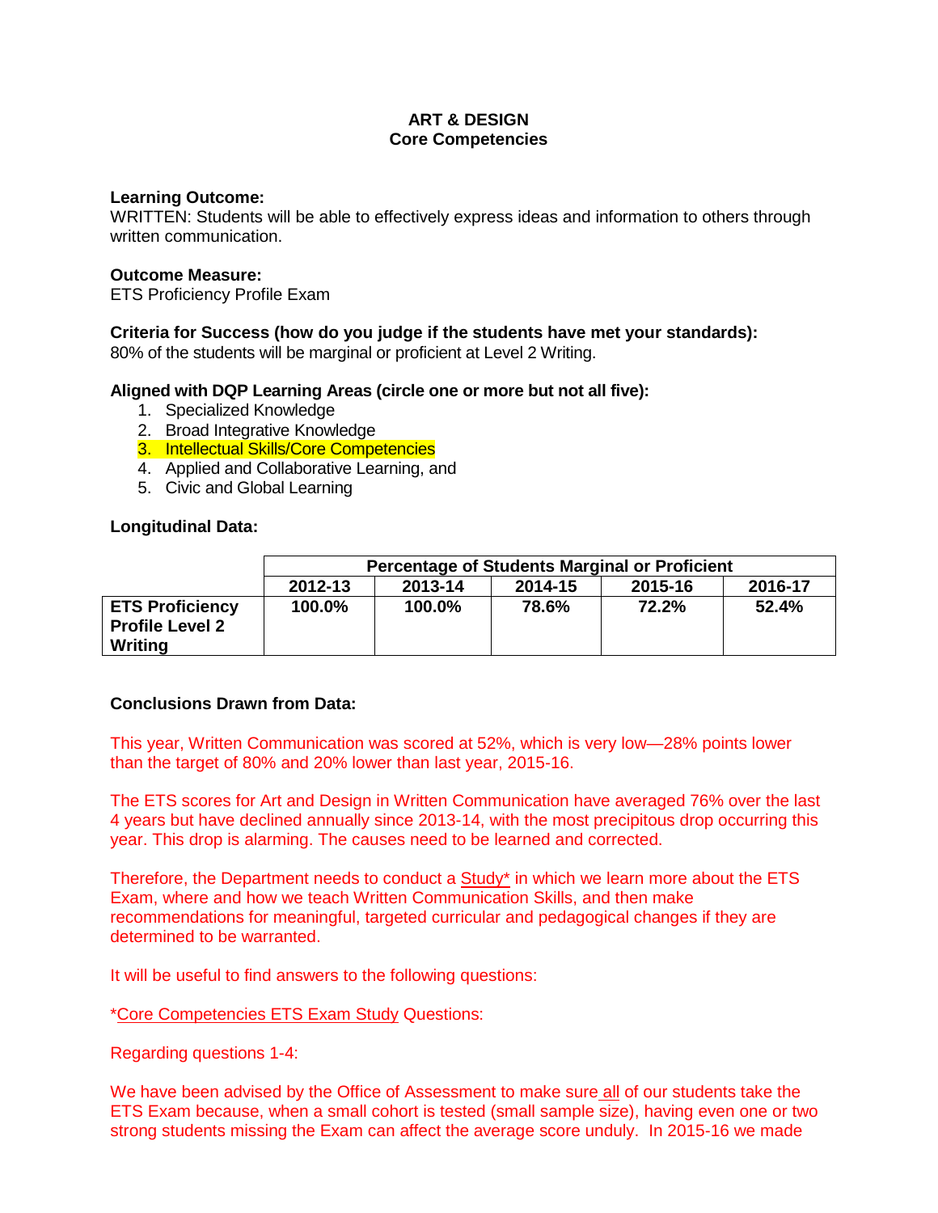**ART & DESIGN**
**Core Competencies**

**Learning Outcome:**
WRITTEN: Students will be able to effectively express ideas and information to others through written communication.

**Outcome Measure:**
ETS Proficiency Profile Exam

**Criteria for Success (how do you judge if the students have met your standards):**
80% of the students will be marginal or proficient at Level 2 Writing.

**Aligned with DQP Learning Areas (circle one or more but not all five):**

1. Specialized Knowledge
2. Broad Integrative Knowledge
3. Intellectual Skills/Core Competencies
4. Applied and Collaborative Learning, and
5. Civic and Global Learning

**Longitudinal Data:**

| | Percentage of Students Marginal or Proficient | | | | |
|---|---|---|---|---|---|
| | 2012-13 | 2013-14 | 2014-15 | 2015-16 | 2016-17 |
| **ETS Proficiency Profile Level 2 Writing** | **100.0%** | **100.0%** | **78.6%** | **72.2%** | **52.4%** |

**Conclusions Drawn from Data:**

This year, Written Communication was scored at 52%, which is very low—28% points lower than the target of 80% and 20% lower than last year, 2015-16.

The ETS scores for Art and Design in Written Communication have averaged 76% over the last 4 years but have declined annually since 2013-14, with the most precipitous drop occurring this year. This drop is alarming. The causes need to be learned and corrected.

Therefore, the Department needs to conduct a Study* in which we learn more about the ETS Exam, where and how we teach Written Communication Skills, and then make recommendations for meaningful, targeted curricular and pedagogical changes if they are determined to be warranted.

It will be useful to find answers to the following questions:

*Core Competencies ETS Exam Study Questions:

Regarding questions 1-4:

We have been advised by the Office of Assessment to make sure all of our students take the ETS Exam because, when a small cohort is tested (small sample size), having even one or two strong students missing the Exam can affect the average score unduly. In 2015-16 we made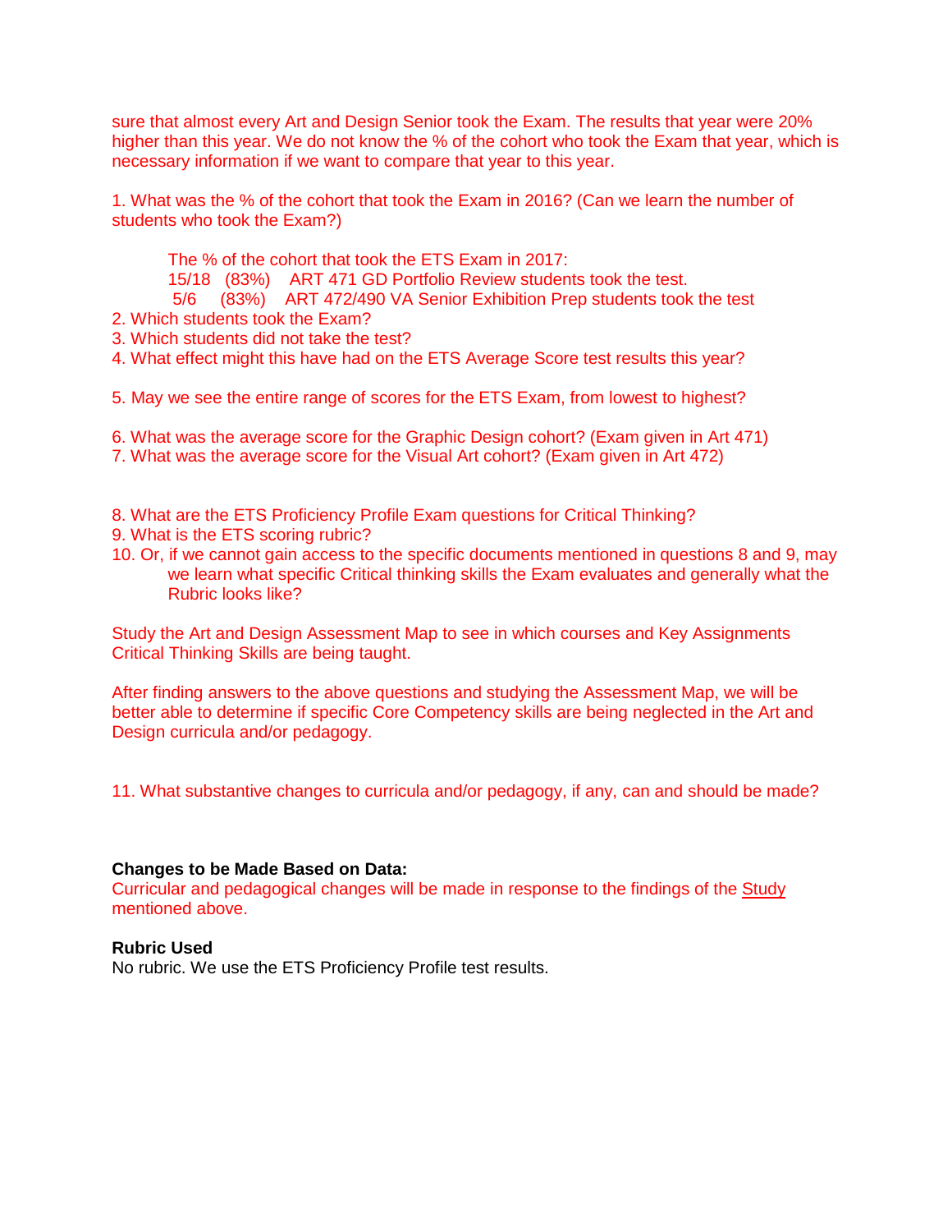sure that almost every Art and Design Senior took the Exam. The results that year were 20% higher than this year. We do not know the % of the cohort who took the Exam that year, which is necessary information if we want to compare that year to this year.

1. What was the % of the cohort that took the Exam in 2016? (Can we learn the number of students who took the Exam?)

    The % of the cohort that took the ETS Exam in 2017:
    15/18 (83%) ART 471 GD Portfolio Review students took the test.
    5/6 (83%) ART 472/490 VA Senior Exhibition Prep students took the test

2. Which students took the Exam?
3. Which students did not take the test?
4. What effect might this have had on the ETS Average Score test results this year?

5. May we see the entire range of scores for the ETS Exam, from lowest to highest?

6. What was the average score for the Graphic Design cohort? (Exam given in Art 471)
7. What was the average score for the Visual Art cohort? (Exam given in Art 472)

8. What are the ETS Proficiency Profile Exam questions for Critical Thinking?
9. What is the ETS scoring rubric?
10. Or, if we cannot gain access to the specific documents mentioned in questions 8 and 9, may we learn what specific Critical thinking skills the Exam evaluates and generally what the Rubric looks like?

Study the Art and Design Assessment Map to see in which courses and Key Assignments Critical Thinking Skills are being taught.

After finding answers to the above questions and studying the Assessment Map, we will be better able to determine if specific Core Competency skills are being neglected in the Art and Design curricula and/or pedagogy.

11. What substantive changes to curricula and/or pedagogy, if any, can and should be made?

**Changes to be Made Based on Data:**
Curricular and pedagogical changes will be made in response to the findings of the Study mentioned above.

**Rubric Used**
No rubric. We use the ETS Proficiency Profile test results.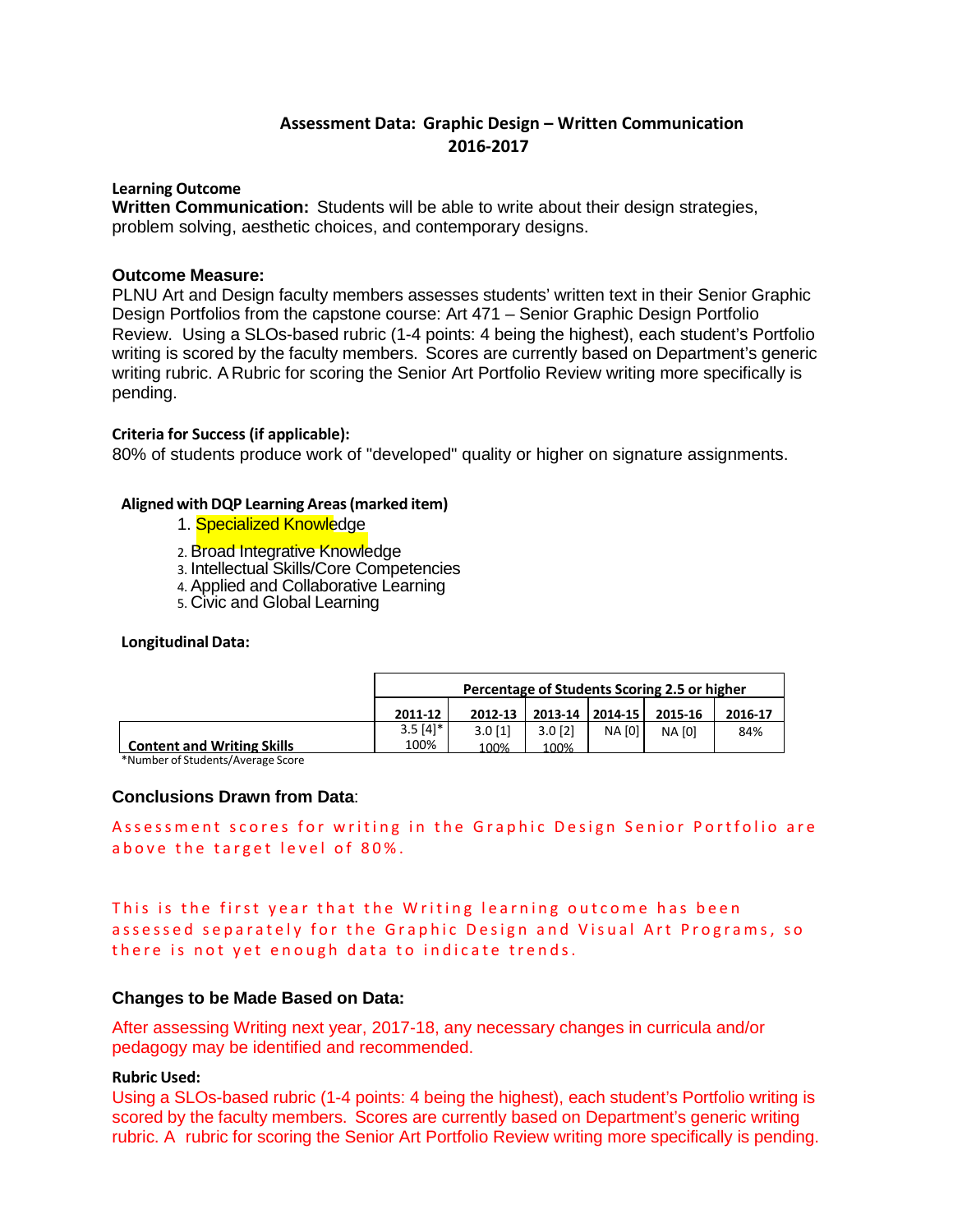## Assessment Data: Graphic Design – Written Communication
## 2016-2017

**Learning Outcome**

**Written Communication:** Students will be able to write about their design strategies, problem solving, aesthetic choices, and contemporary designs.

### Outcome Measure:

PLNU Art and Design faculty members assesses students' written text in their Senior Graphic Design Portfolios from the capstone course: Art 471 – Senior Graphic Design Portfolio Review. Using a SLOs-based rubric (1-4 points: 4 being the highest), each student's Portfolio writing is scored by the faculty members. Scores are currently based on Department's generic writing rubric. A Rubric for scoring the Senior Art Portfolio Review writing more specifically is pending.

**Criteria for Success (if applicable):**

80% of students produce work of "developed" quality or higher on signature assignments.

**Aligned with DQP Learning Areas (marked item)**

1. Specialized Knowledge
2. Broad Integrative Knowledge
3. Intellectual Skills/Core Competencies
4. Applied and Collaborative Learning
5. Civic and Global Learning

**Longitudinal Data:**

| | Percentage of Students Scoring 2.5 or higher | | | | | |
|---|---|---|---|---|---|---|
| | 2011-12 | 2012-13 | 2013-14 | 2014-15 | 2015-16 | 2016-17 |
| **Content and Writing Skills** | 3.5 [4]* 100% | 3.0 [1] 100% | 3.0 [2] 100% | NA [0] | NA [0] | 84% |

*Number of Students/Average Score

### Conclusions Drawn from Data:

Assessment scores for writing in the Graphic Design Senior Portfolio are above the target level of 80%.

This is the first year that the Writing learning outcome has been assessed separately for the Graphic Design and Visual Art Programs, so there is not yet enough data to indicate trends.

### Changes to be Made Based on Data:

After assessing Writing next year, 2017-18, any necessary changes in curricula and/or pedagogy may be identified and recommended.

**Rubric Used:**

Using a SLOs-based rubric (1-4 points: 4 being the highest), each student's Portfolio writing is scored by the faculty members. Scores are currently based on Department's generic writing rubric. A rubric for scoring the Senior Art Portfolio Review writing more specifically is pending.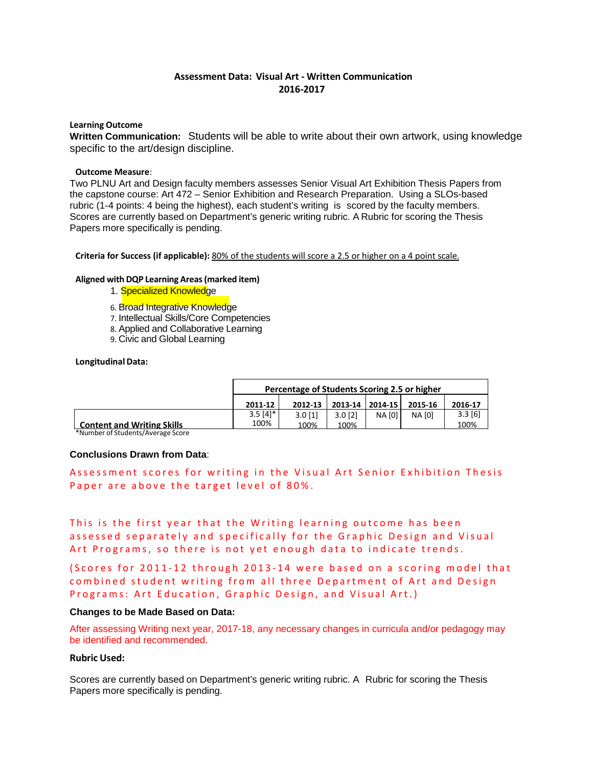**Assessment Data: Visual Art - Written Communication**
**2016-2017**

**Learning Outcome**

**Written Communication:** Students will be able to write about their own artwork, using knowledge specific to the art/design discipline.

**Outcome Measure**:

Two PLNU Art and Design faculty members assesses Senior Visual Art Exhibition Thesis Papers from the capstone course: Art 472 – Senior Exhibition and Research Preparation. Using a SLOs-based rubric (1-4 points: 4 being the highest), each student's writing is scored by the faculty members. Scores are currently based on Department's generic writing rubric. A Rubric for scoring the Thesis Papers more specifically is pending.

**Criteria for Success (if applicable):** 80% of the students will score a 2.5 or higher on a 4 point scale.

**Aligned with DQP Learning Areas (marked item)**

1. Specialized Knowledge
6. Broad Integrative Knowledge
7. Intellectual Skills/Core Competencies
8. Applied and Collaborative Learning
9. Civic and Global Learning

**Longitudinal Data:**

| | Percentage of Students Scoring 2.5 or higher | | | | | |
|---|---|---|---|---|---|---|
| | 2011-12 | 2012-13 | 2013-14 | 2014-15 | 2015-16 | 2016-17 |
| **Content and Writing Skills** | 3.5 [4]* 100% | 3.0 [1] 100% | 3.0 [2] 100% | NA [0] | NA [0] | 3.3 [6] 100% |

*Number of Students/Average Score

**Conclusions Drawn from Data**:

Assessment scores for writing in the Visual Art Senior Exhibition Thesis Paper are above the target level of 80%.

This is the first year that the Writing learning outcome has been assessed separately and specifically for the Graphic Design and Visual Art Programs, so there is not yet enough data to indicate trends.

(Scores for 2011-12 through 2013-14 were based on a scoring model that combined student writing from all three Department of Art and Design Programs: Art Education, Graphic Design, and Visual Art.)

**Changes to be Made Based on Data:**

After assessing Writing next year, 2017-18, any necessary changes in curricula and/or pedagogy may be identified and recommended.

**Rubric Used:**

Scores are currently based on Department's generic writing rubric. A Rubric for scoring the Thesis Papers more specifically is pending.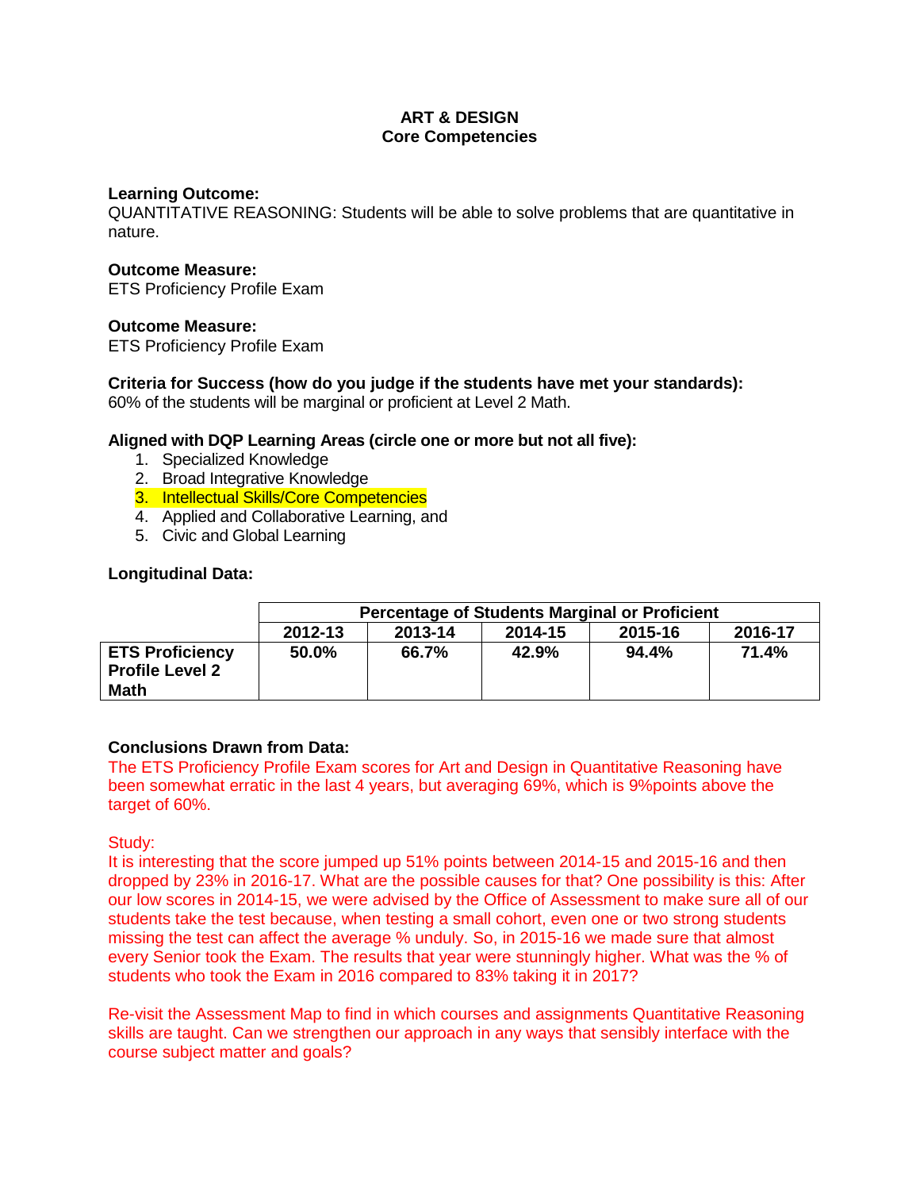**ART & DESIGN**
**Core Competencies**

**Learning Outcome:**
QUANTITATIVE REASONING: Students will be able to solve problems that are quantitative in nature.

**Outcome Measure:**
ETS Proficiency Profile Exam

**Outcome Measure:**
ETS Proficiency Profile Exam

**Criteria for Success (how do you judge if the students have met your standards):**
60% of the students will be marginal or proficient at Level 2 Math.

**Aligned with DQP Learning Areas (circle one or more but not all five):**

1. Specialized Knowledge
2. Broad Integrative Knowledge
3. Intellectual Skills/Core Competencies
4. Applied and Collaborative Learning, and
5. Civic and Global Learning

**Longitudinal Data:**

| | Percentage of Students Marginal or Proficient | | | | |
|---|---|---|---|---|---|
| | **2012-13** | **2013-14** | **2014-15** | **2015-16** | **2016-17** |
| **ETS Proficiency Profile Level 2 Math** | **50.0%** | **66.7%** | **42.9%** | **94.4%** | **71.4%** |

**Conclusions Drawn from Data:**
The ETS Proficiency Profile Exam scores for Art and Design in Quantitative Reasoning have been somewhat erratic in the last 4 years, but averaging 69%, which is 9%points above the target of 60%.

Study:
It is interesting that the score jumped up 51% points between 2014-15 and 2015-16 and then dropped by 23% in 2016-17. What are the possible causes for that? One possibility is this: After our low scores in 2014-15, we were advised by the Office of Assessment to make sure all of our students take the test because, when testing a small cohort, even one or two strong students missing the test can affect the average % unduly. So, in 2015-16 we made sure that almost every Senior took the Exam. The results that year were stunningly higher. What was the % of students who took the Exam in 2016 compared to 83% taking it in 2017?

Re-visit the Assessment Map to find in which courses and assignments Quantitative Reasoning skills are taught. Can we strengthen our approach in any ways that sensibly interface with the course subject matter and goals?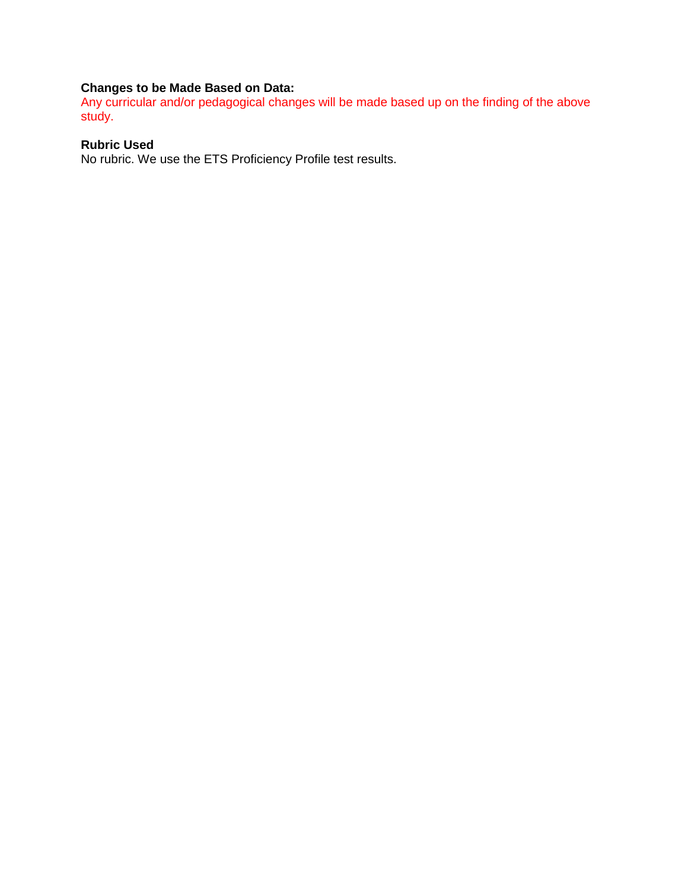**Changes to be Made Based on Data:**
Any curricular and/or pedagogical changes will be made based up on the finding of the above study.

**Rubric Used**
No rubric. We use the ETS Proficiency Profile test results.